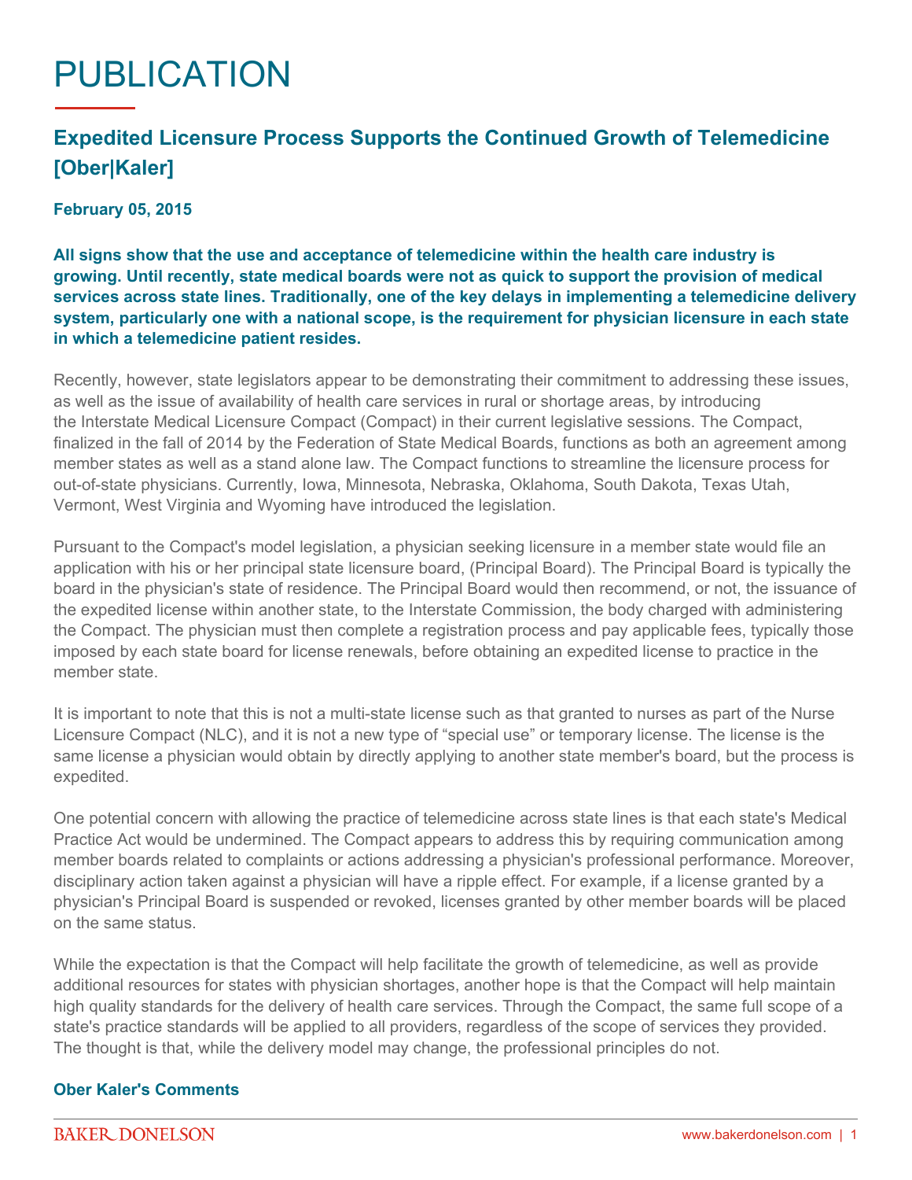# PUBLICATION

## Expedited Licensure Process Supports the Continued Growth of Telemedicine [Ober|Kaler]

**February 05, 2015**

**All signs show that the use and acceptance of telemedicine within the health care industry is growing. Until recently, state medical boards were not as quick to support the provision of medical services across state lines. Traditionally, one of the key delays in implementing a telemedicine delivery system, particularly one with a national scope, is the requirement for physician licensure in each state in which a telemedicine patient resides.**

Recently, however, state legislators appear to be demonstrating their commitment to addressing these issues, as well as the issue of availability of health care services in rural or shortage areas, by introducing the Interstate Medical Licensure Compact (Compact) in their current legislative sessions. The Compact, finalized in the fall of 2014 by the Federation of State Medical Boards, functions as both an agreement among member states as well as a stand alone law. The Compact functions to streamline the licensure process for out-of-state physicians. Currently, Iowa, Minnesota, Nebraska, Oklahoma, South Dakota, Texas Utah, Vermont, West Virginia and Wyoming have introduced the legislation.

Pursuant to the Compact's model legislation, a physician seeking licensure in a member state would file an application with his or her principal state licensure board, (Principal Board). The Principal Board is typically the board in the physician's state of residence. The Principal Board would then recommend, or not, the issuance of the expedited license within another state, to the Interstate Commission, the body charged with administering the Compact. The physician must then complete a registration process and pay applicable fees, typically those imposed by each state board for license renewals, before obtaining an expedited license to practice in the member state.

It is important to note that this is not a multi-state license such as that granted to nurses as part of the Nurse Licensure Compact (NLC), and it is not a new type of "special use" or temporary license. The license is the same license a physician would obtain by directly applying to another state member's board, but the process is expedited.

One potential concern with allowing the practice of telemedicine across state lines is that each state's Medical Practice Act would be undermined. The Compact appears to address this by requiring communication among member boards related to complaints or actions addressing a physician's professional performance. Moreover, disciplinary action taken against a physician will have a ripple effect. For example, if a license granted by a physician's Principal Board is suspended or revoked, licenses granted by other member boards will be placed on the same status.

While the expectation is that the Compact will help facilitate the growth of telemedicine, as well as provide additional resources for states with physician shortages, another hope is that the Compact will help maintain high quality standards for the delivery of health care services. Through the Compact, the same full scope of a state's practice standards will be applied to all providers, regardless of the scope of services they provided. The thought is that, while the delivery model may change, the professional principles do not.

### Ober Kaler's Comments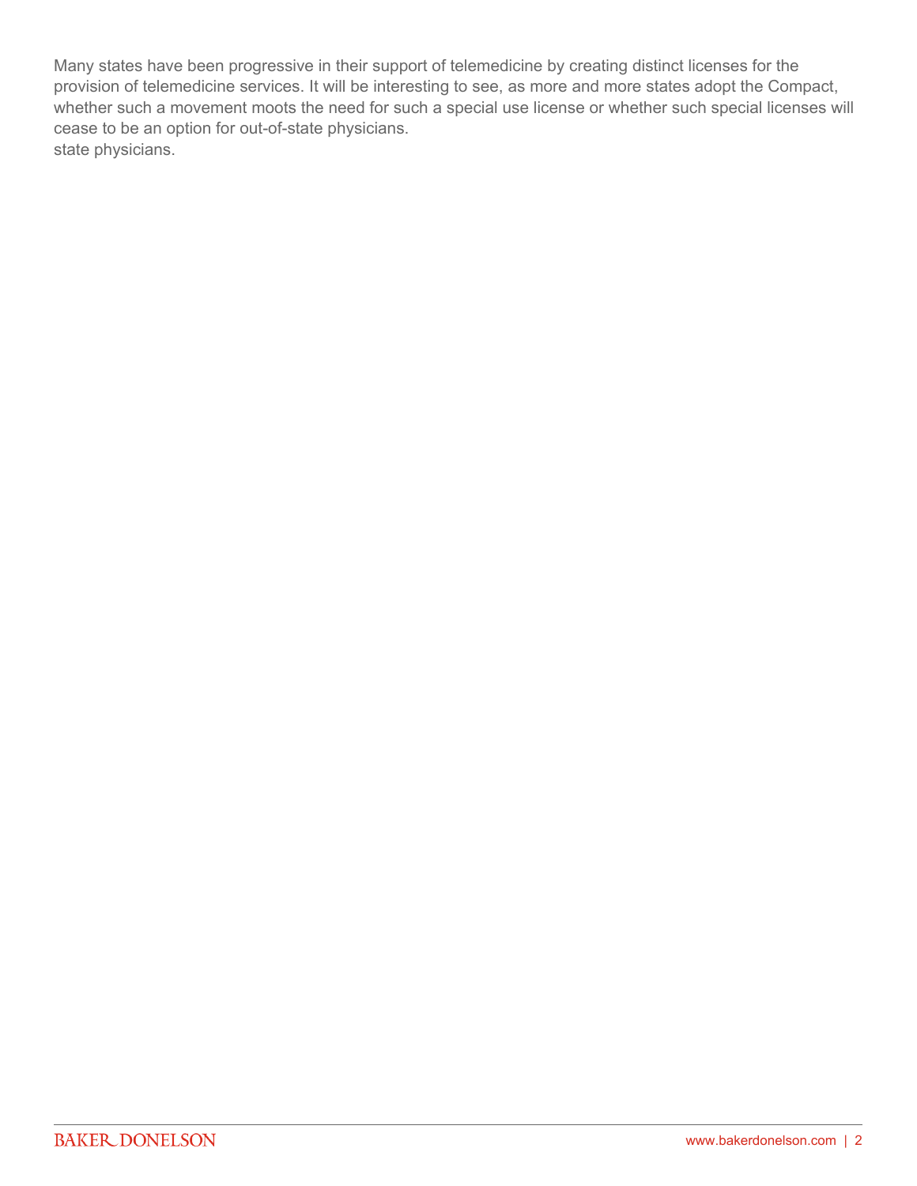Many states have been progressive in their support of telemedicine by creating distinct licenses for the provision of telemedicine services. It will be interesting to see, as more and more states adopt the Compact, whether such a movement moots the need for such a special use license or whether such special licenses will cease to be an option for out-of-state physicians.
state physicians.